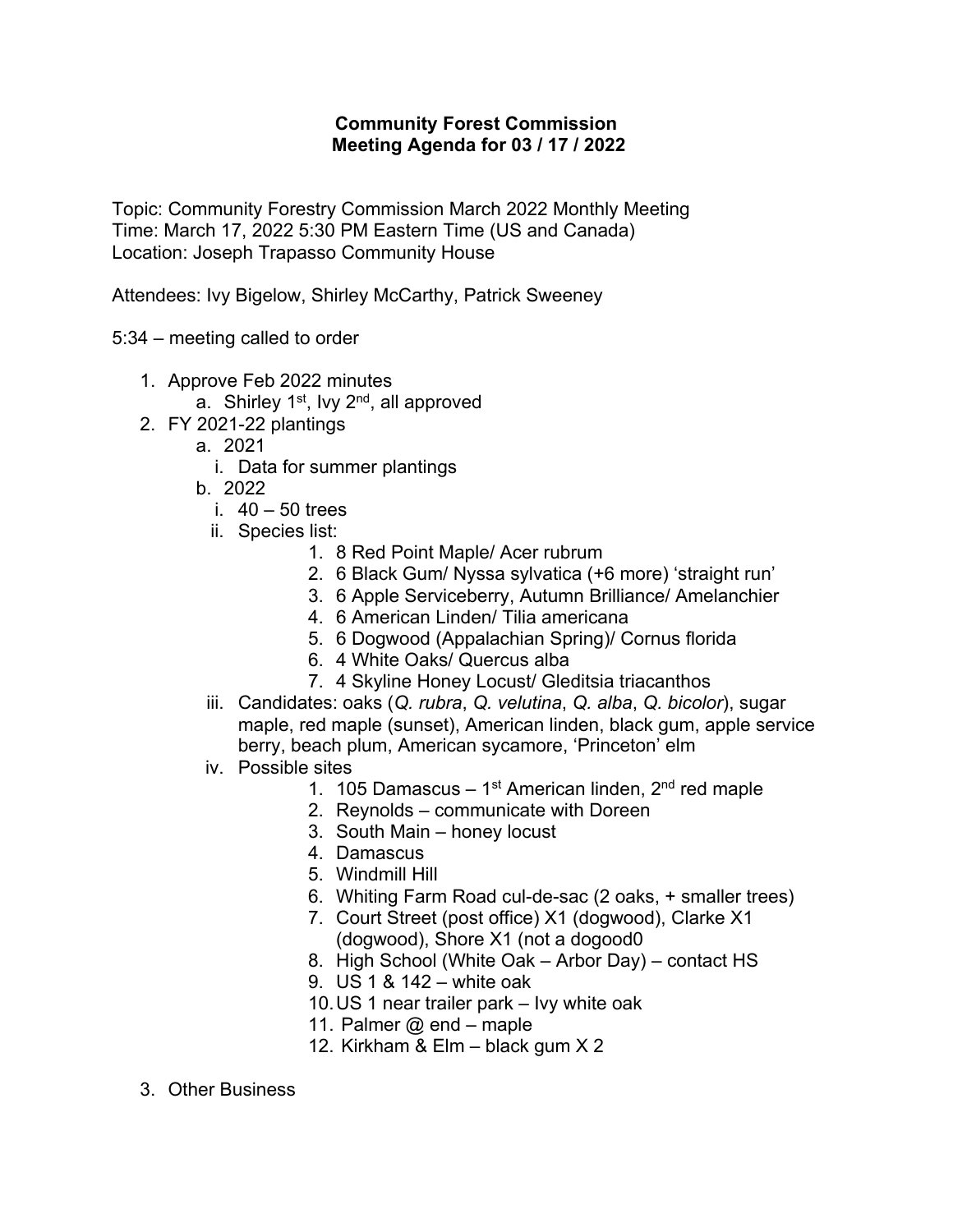**Community Forest Commission**
**Meeting Agenda for 03 / 17 / 2022**

Topic: Community Forestry Commission March 2022 Monthly Meeting
Time: March 17, 2022 5:30 PM Eastern Time (US and Canada)
Location: Joseph Trapasso Community House

Attendees: Ivy Bigelow, Shirley McCarthy, Patrick Sweeney

5:34 – meeting called to order

1. Approve Feb 2022 minutes
    a. Shirley 1st, Ivy 2nd, all approved
2. FY 2021-22 plantings
    a. 2021
        i. Data for summer plantings
    b. 2022
        i. 40 – 50 trees
        ii. Species list:
            1. 8 Red Point Maple/ Acer rubrum
            2. 6 Black Gum/ Nyssa sylvatica (+6 more) 'straight run'
            3. 6 Apple Serviceberry, Autumn Brilliance/ Amelanchier
            4. 6 American Linden/ Tilia americana
            5. 6 Dogwood (Appalachian Spring)/ Cornus florida
            6. 4 White Oaks/ Quercus alba
            7. 4 Skyline Honey Locust/ Gleditsia triacanthos
        iii. Candidates: oaks (*Q. rubra*, *Q. velutina*, *Q. alba*, *Q. bicolor*), sugar maple, red maple (sunset), American linden, black gum, apple service berry, beach plum, American sycamore, 'Princeton' elm
        iv. Possible sites
            1. 105 Damascus – 1st American linden, 2nd red maple
            2. Reynolds – communicate with Doreen
            3. South Main – honey locust
            4. Damascus
            5. Windmill Hill
            6. Whiting Farm Road cul-de-sac (2 oaks, + smaller trees)
            7. Court Street (post office) X1 (dogwood), Clarke X1 (dogwood), Shore X1 (not a dogood0
            8. High School (White Oak – Arbor Day) – contact HS
            9. US 1 & 142 – white oak
            10. US 1 near trailer park – Ivy white oak
            11. Palmer @ end – maple
            12. Kirkham & Elm – black gum X 2
3. Other Business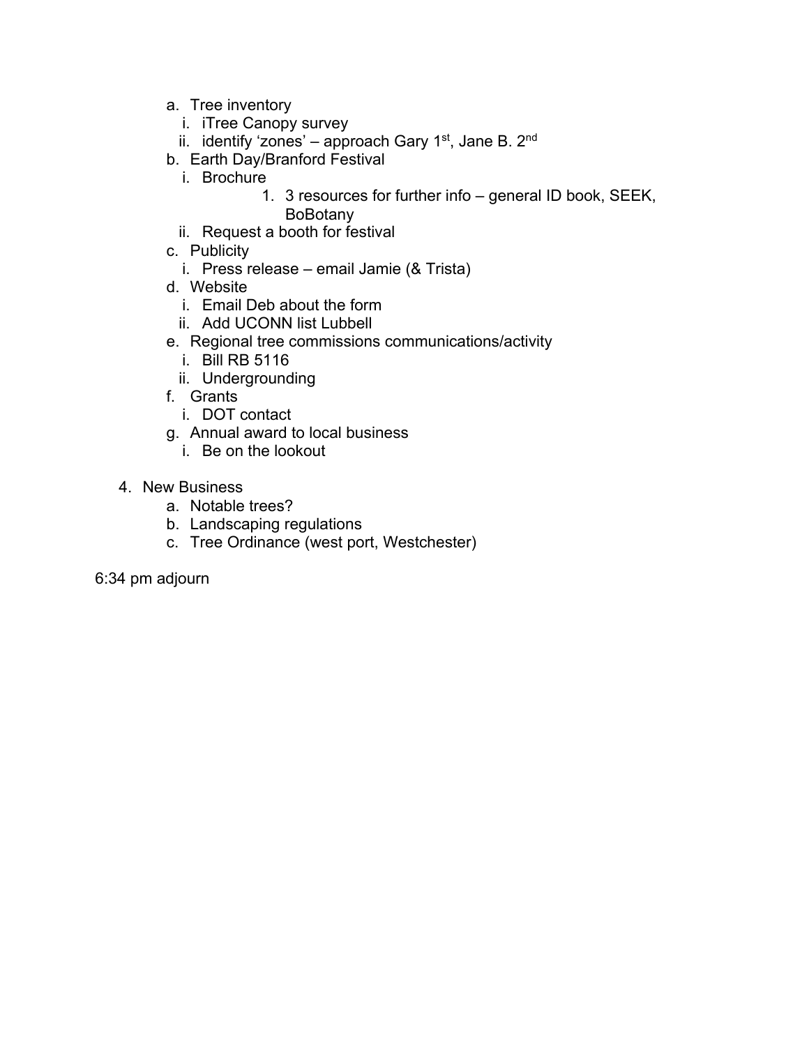a. Tree inventory
      i. iTree Canopy survey
      ii. identify 'zones' – approach Gary 1st, Jane B. 2nd
   b. Earth Day/Branford Festival
      i. Brochure
         1. 3 resources for further info – general ID book, SEEK, BoBotany
      ii. Request a booth for festival
   c. Publicity
      i. Press release – email Jamie (& Trista)
   d. Website
      i. Email Deb about the form
      ii. Add UCONN list Lubbell
   e. Regional tree commissions communications/activity
      i. Bill RB 5116
      ii. Undergrounding
   f. Grants
      i. DOT contact
   g. Annual award to local business
      i. Be on the lookout

4. New Business
   a. Notable trees?
   b. Landscaping regulations
   c. Tree Ordinance (west port, Westchester)

6:34 pm adjourn